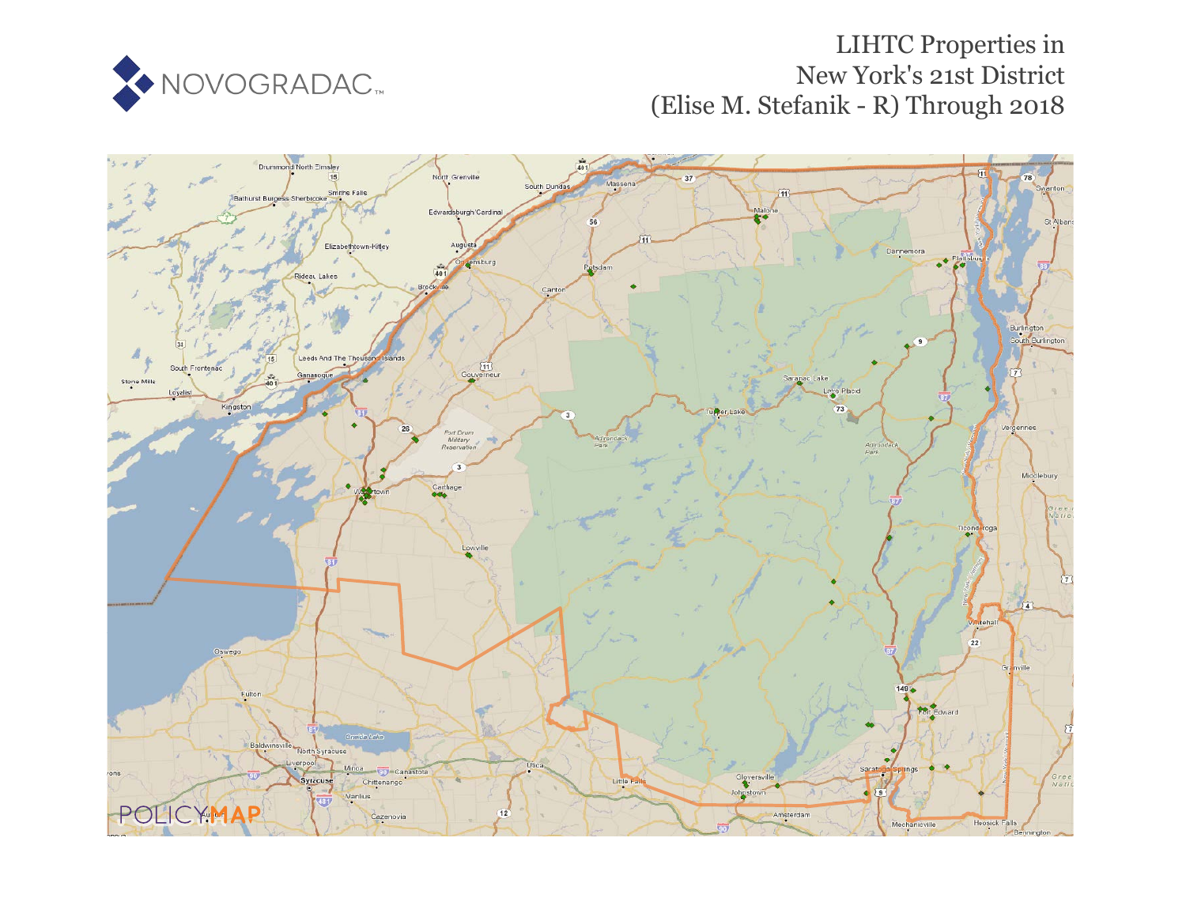NOVOGRADAC

# LIHTC Properties in New York's 21st District (Elise M. Stefanik - R) Through 2018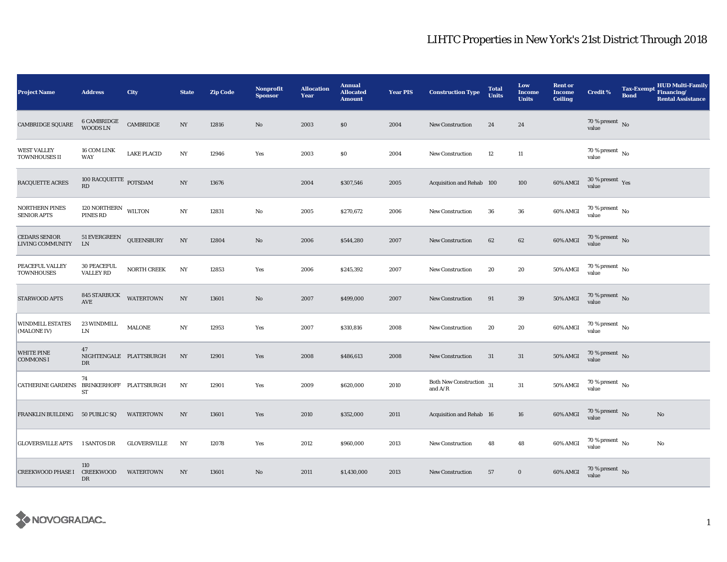# LIHTC Properties in New York's 21st District Through 2018

| Project Name | Address | City | State | Zip Code | Nonprofit Sponsor | Allocation Year | Annual Allocated Amount | Year PIS | Construction Type | Total Units | Low Income Units | Rent or Income Ceiling | Credit % | Tax-Exempt Bond | HUD Multi-Family Financing/ Rental Assistance |
|---|---|---|---|---|---|---|---|---|---|---|---|---|---|---|---|
| CAMBRIDGE SQUARE | 6 CAMBRIDGE WOODS LN | CAMBRIDGE | NY | 12816 | No | 2003 | $0 | 2004 | New Construction | 24 | 24 | | 70 % present value | No | |
| WEST VALLEY TOWNHOUSES II | 16 COM LINK WAY | LAKE PLACID | NY | 12946 | Yes | 2003 | $0 | 2004 | New Construction | 12 | 11 | | 70 % present value | No | |
| RACQUETTE ACRES | 100 RACQUETTE RD | POTSDAM | NY | 13676 | | 2004 | $307,546 | 2005 | Acquisition and Rehab | 100 | 100 | 60% AMGI | 30 % present value | Yes | |
| NORTHERN PINES SENIOR APTS | 120 NORTHERN PINES RD | WILTON | NY | 12831 | No | 2005 | $270,672 | 2006 | New Construction | 36 | 36 | 60% AMGI | 70 % present value | No | |
| CEDARS SENIOR LIVING COMMUNITY | 51 EVERGREEN LN | QUEENSBURY | NY | 12804 | No | 2006 | $544,280 | 2007 | New Construction | 62 | 62 | 60% AMGI | 70 % present value | No | |
| PEACEFUL VALLEY TOWNHOUSES | 30 PEACEFUL VALLEY RD | NORTH CREEK | NY | 12853 | Yes | 2006 | $245,392 | 2007 | New Construction | 20 | 20 | 50% AMGI | 70 % present value | No | |
| STARWOOD APTS | 845 STARBUCK AVE | WATERTOWN | NY | 13601 | No | 2007 | $499,000 | 2007 | New Construction | 91 | 39 | 50% AMGI | 70 % present value | No | |
| WINDMILL ESTATES (MALONE IV) | 23 WINDMILL LN | MALONE | NY | 12953 | Yes | 2007 | $310,816 | 2008 | New Construction | 20 | 20 | 60% AMGI | 70 % present value | No | |
| WHITE PINE COMMONS I | 47 NIGHTENGALE DR | PLATTSBURGH | NY | 12901 | Yes | 2008 | $486,613 | 2008 | New Construction | 31 | 31 | 50% AMGI | 70 % present value | No | |
| CATHERINE GARDENS | 74 BRINKERHOFF ST | PLATTSBURGH | NY | 12901 | Yes | 2009 | $620,000 | 2010 | Both New Construction and A/R | 31 | 31 | 50% AMGI | 70 % present value | No | |
| FRANKLIN BUILDING | 50 PUBLIC SQ | WATERTOWN | NY | 13601 | Yes | 2010 | $352,000 | 2011 | Acquisition and Rehab | 16 | 16 | 60% AMGI | 70 % present value | No | No |
| GLOVERSVILLE APTS | 1 SANTOS DR | GLOVERSVILLE | NY | 12078 | Yes | 2012 | $960,000 | 2013 | New Construction | 48 | 48 | 60% AMGI | 70 % present value | No | No |
| CREEKWOOD PHASE I | 110 CREEKWOOD DR | WATERTOWN | NY | 13601 | No | 2011 | $1,430,000 | 2013 | New Construction | 57 | 0 | 60% AMGI | 70 % present value | No | |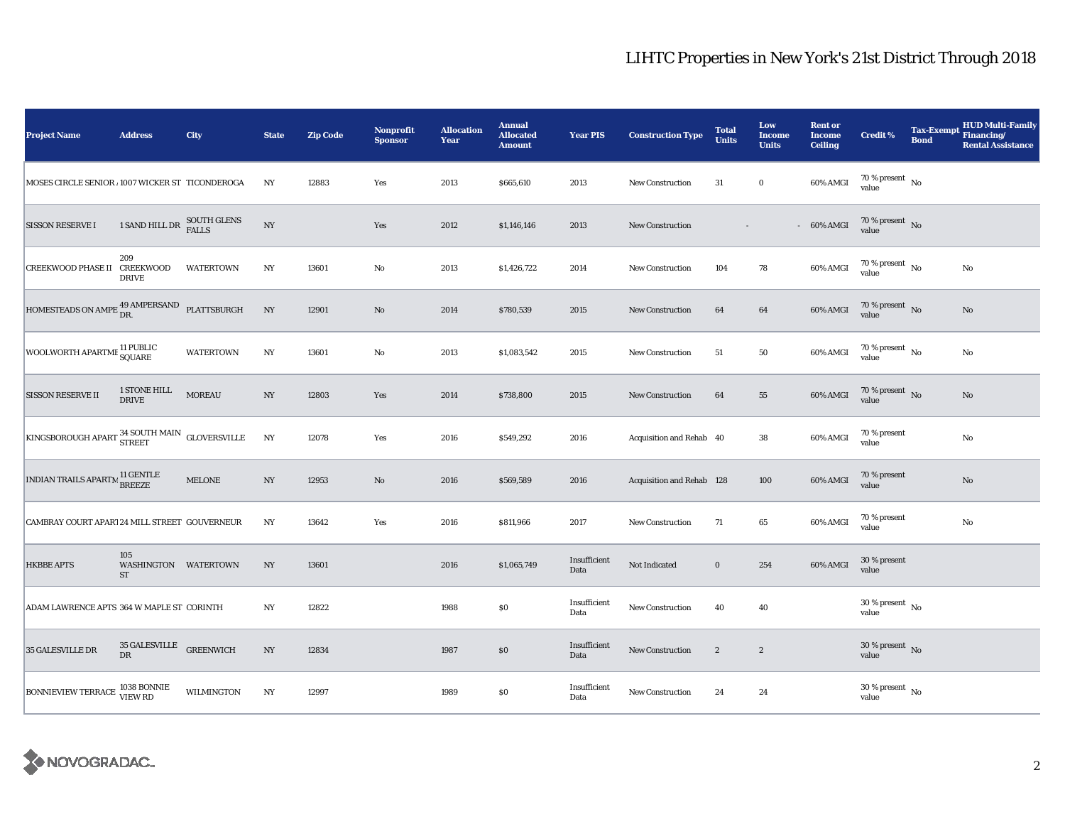# LIHTC Properties in New York's 21st District Through 2018

| Project Name | Address | City | State | Zip Code | Nonprofit Sponsor | Allocation Year | Annual Allocated Amount | Year PIS | Construction Type | Total Units | Low Income Units | Rent or Income Ceiling | Credit % | Tax-Exempt Bond | HUD Multi-Family Financing/ Rental Assistance |
|---|---|---|---|---|---|---|---|---|---|---|---|---|---|---|---|
| MOSES CIRCLE SENIOR / | 1007 WICKER ST | TICONDEROGA | NY | 12883 | Yes | 2013 | $665,610 | 2013 | New Construction | 31 | 0 | 60% AMGI | 70 % present value | No | |
| SISSON RESERVE I | 1 SAND HILL DR | SOUTH GLENS FALLS | NY | | Yes | 2012 | $1,146,146 | 2013 | New Construction | - | - | 60% AMGI | 70 % present value | No | |
| CREEKWOOD PHASE II | 209 CREEKWOOD DRIVE | WATERTOWN | NY | 13601 | No | 2013 | $1,426,722 | 2014 | New Construction | 104 | 78 | 60% AMGI | 70 % present value | No | No |
| HOMESTEADS ON AMPE | 49 AMPERSAND DR. | PLATTSBURGH | NY | 12901 | No | 2014 | $780,539 | 2015 | New Construction | 64 | 64 | 60% AMGI | 70 % present value | No | No |
| WOOLWORTH APARTME | 11 PUBLIC SQUARE | WATERTOWN | NY | 13601 | No | 2013 | $1,083,542 | 2015 | New Construction | 51 | 50 | 60% AMGI | 70 % present value | No | No |
| SISSON RESERVE II | 1 STONE HILL DRIVE | MOREAU | NY | 12803 | Yes | 2014 | $738,800 | 2015 | New Construction | 64 | 55 | 60% AMGI | 70 % present value | No | No |
| KINGSBOROUGH APART | 34 SOUTH MAIN STREET | GLOVERSVILLE | NY | 12078 | Yes | 2016 | $549,292 | 2016 | Acquisition and Rehab | 40 | 38 | 60% AMGI | 70 % present value | | No |
| INDIAN TRAILS APARTM | 11 GENTLE BREEZE | MELONE | NY | 12953 | No | 2016 | $569,589 | 2016 | Acquisition and Rehab | 128 | 100 | 60% AMGI | 70 % present value | | No |
| CAMBRAY COURT APART | 24 MILL STREET | GOUVERNEUR | NY | 13642 | Yes | 2016 | $811,966 | 2017 | New Construction | 71 | 65 | 60% AMGI | 70 % present value | | No |
| HKBBE APTS | 105 WASHINGTON ST | WATERTOWN | NY | 13601 | | 2016 | $1,065,749 | Insufficient Data | Not Indicated | 0 | 254 | 60% AMGI | 30 % present value | | |
| ADAM LAWRENCE APTS | 364 W MAPLE ST | CORINTH | NY | 12822 | | 1988 | $0 | Insufficient Data | New Construction | 40 | 40 | | 30 % present value | No | |
| 35 GALESVILLE DR | 35 GALESVILLE DR | GREENWICH | NY | 12834 | | 1987 | $0 | Insufficient Data | New Construction | 2 | 2 | | 30 % present value | No | |
| BONNIEVIEW TERRACE | 1038 BONNIE VIEW RD | WILMINGTON | NY | 12997 | | 1989 | $0 | Insufficient Data | New Construction | 24 | 24 | | 30 % present value | No | |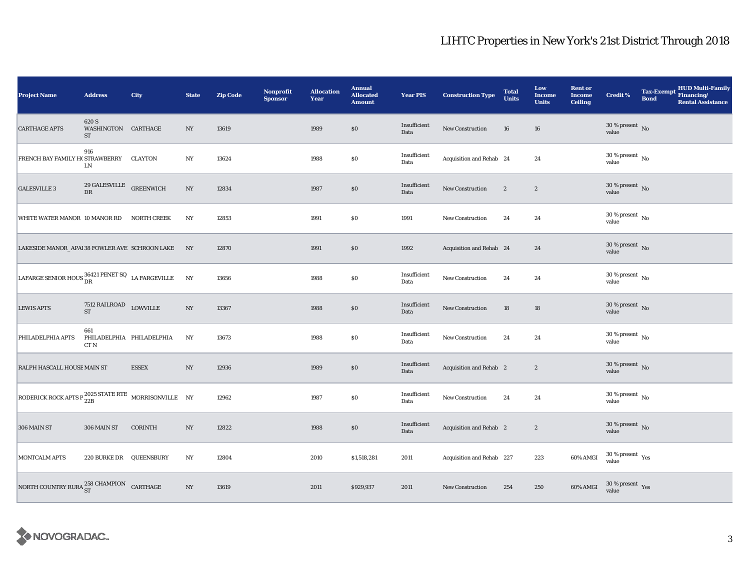## LIHTC Properties in New York's 21st District Through 2018

| Project Name | Address | City | State | Zip Code | Nonprofit Sponsor | Allocation Year | Annual Allocated Amount | Year PIS | Construction Type | Total Units | Low Income Units | Rent or Income Ceiling | Credit % | Tax-Exempt Bond | HUD Multi-Family Financing/ Rental Assistance |
|---|---|---|---|---|---|---|---|---|---|---|---|---|---|---|---|
| CARTHAGE APTS | 620 S WASHINGTON ST | CARTHAGE | NY | 13619 | | 1989 | $0 | Insufficient Data | New Construction | 16 | 16 | | 30 % present value | No | |
| FRENCH BAY FAMILY H( | 916 STRAWBERRY LN | CLAYTON | NY | 13624 | | 1988 | $0 | Insufficient Data | Acquisition and Rehab | 24 | 24 | | 30 % present value | No | |
| GALESVILLE 3 | 29 GALESVILLE DR | GREENWICH | NY | 12834 | | 1987 | $0 | Insufficient Data | New Construction | 2 | 2 | | 30 % present value | No | |
| WHITE WATER MANOR | 10 MANOR RD | NORTH CREEK | NY | 12853 | | 1991 | $0 | 1991 | New Construction | 24 | 24 | | 30 % present value | No | |
| LAKESIDE MANOR_APAI | 38 FOWLER AVE | SCHROON LAKE | NY | 12870 | | 1991 | $0 | 1992 | Acquisition and Rehab | 24 | 24 | | 30 % present value | No | |
| LAFARGE SENIOR HOUS | 36421 PENET SQ DR | LA FARGEVILLE | NY | 13656 | | 1988 | $0 | Insufficient Data | New Construction | 24 | 24 | | 30 % present value | No | |
| LEWIS APTS | 7512 RAILROAD ST | LOWVILLE | NY | 13367 | | 1988 | $0 | Insufficient Data | New Construction | 18 | 18 | | 30 % present value | No | |
| PHILADELPHIA APTS | 661 PHILADELPHIA CT N | PHILADELPHIA | NY | 13673 | | 1988 | $0 | Insufficient Data | New Construction | 24 | 24 | | 30 % present value | No | |
| RALPH HASCALL HOUSE | MAIN ST | ESSEX | NY | 12936 | | 1989 | $0 | Insufficient Data | Acquisition and Rehab | 2 | 2 | | 30 % present value | No | |
| RODERICK ROCK APTS P | 2025 STATE RTE 22B | MORRISONVILLE | NY | 12962 | | 1987 | $0 | Insufficient Data | New Construction | 24 | 24 | | 30 % present value | No | |
| 306 MAIN ST | 306 MAIN ST | CORINTH | NY | 12822 | | 1988 | $0 | Insufficient Data | Acquisition and Rehab | 2 | 2 | | 30 % present value | No | |
| MONTCALM APTS | 220 BURKE DR | QUEENSBURY | NY | 12804 | | 2010 | $1,518,281 | 2011 | Acquisition and Rehab | 227 | 223 | 60% AMGI | 30 % present value | Yes | |
| NORTH COUNTRY RURA | 258 CHAMPION ST | CARTHAGE | NY | 13619 | | 2011 | $929,937 | 2011 | New Construction | 254 | 250 | 60% AMGI | 30 % present value | Yes | |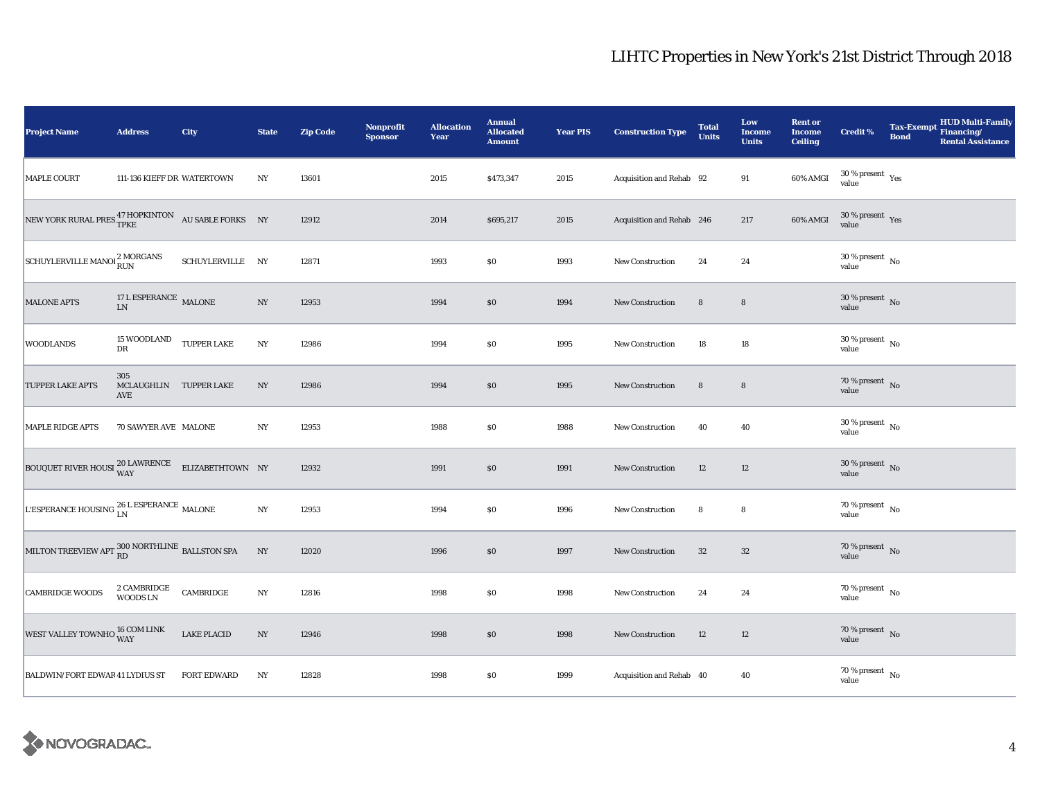# LIHTC Properties in New York's 21st District Through 2018

| Project Name | Address | City | State | Zip Code | Nonprofit Sponsor | Allocation Year | Annual Allocated Amount | Year PIS | Construction Type | Total Units | Low Income Units | Rent or Income Ceiling | Credit % | Tax-Exempt Bond | HUD Multi-Family Financing/ Rental Assistance |
|---|---|---|---|---|---|---|---|---|---|---|---|---|---|---|---|
| MAPLE COURT | 111-136 KIEFF DR | WATERTOWN | NY | 13601 | | 2015 | $473,347 | 2015 | Acquisition and Rehab | 92 | 91 | 60% AMGI | 30 % present value | Yes | |
| NEW YORK RURAL PRES | 47 HOPKINTON TPKE | AU SABLE FORKS | NY | 12912 | | 2014 | $695,217 | 2015 | Acquisition and Rehab | 246 | 217 | 60% AMGI | 30 % present value | Yes | |
| SCHUYLERVILLE MANOI | 2 MORGANS RUN | SCHUYLERVILLE | NY | 12871 | | 1993 | $0 | 1993 | New Construction | 24 | 24 | | 30 % present value | No | |
| MALONE APTS | 17 L ESPERANCE LN | MALONE | NY | 12953 | | 1994 | $0 | 1994 | New Construction | 8 | 8 | | 30 % present value | No | |
| WOODLANDS | 15 WOODLAND DR | TUPPER LAKE | NY | 12986 | | 1994 | $0 | 1995 | New Construction | 18 | 18 | | 30 % present value | No | |
| TUPPER LAKE APTS | 305 MCLAUGHLIN AVE | TUPPER LAKE | NY | 12986 | | 1994 | $0 | 1995 | New Construction | 8 | 8 | | 70 % present value | No | |
| MAPLE RIDGE APTS | 70 SAWYER AVE | MALONE | NY | 12953 | | 1988 | $0 | 1988 | New Construction | 40 | 40 | | 30 % present value | No | |
| BOUQUET RIVER HOUSI | 20 LAWRENCE WAY | ELIZABETHTOWN | NY | 12932 | | 1991 | $0 | 1991 | New Construction | 12 | 12 | | 30 % present value | No | |
| L'ESPERANCE HOUSING | 26 L ESPERANCE LN | MALONE | NY | 12953 | | 1994 | $0 | 1996 | New Construction | 8 | 8 | | 70 % present value | No | |
| MILTON TREEVIEW APT | 300 NORTHLINE RD | BALLSTON SPA | NY | 12020 | | 1996 | $0 | 1997 | New Construction | 32 | 32 | | 70 % present value | No | |
| CAMBRIDGE WOODS | 2 CAMBRIDGE WOODS LN | CAMBRIDGE | NY | 12816 | | 1998 | $0 | 1998 | New Construction | 24 | 24 | | 70 % present value | No | |
| WEST VALLEY TOWNHO | 16 COM LINK WAY | LAKE PLACID | NY | 12946 | | 1998 | $0 | 1998 | New Construction | 12 | 12 | | 70 % present value | No | |
| BALDWIN/FORT EDWAR | 41 LYDIUS ST | FORT EDWARD | NY | 12828 | | 1998 | $0 | 1999 | Acquisition and Rehab | 40 | 40 | | 70 % present value | No | |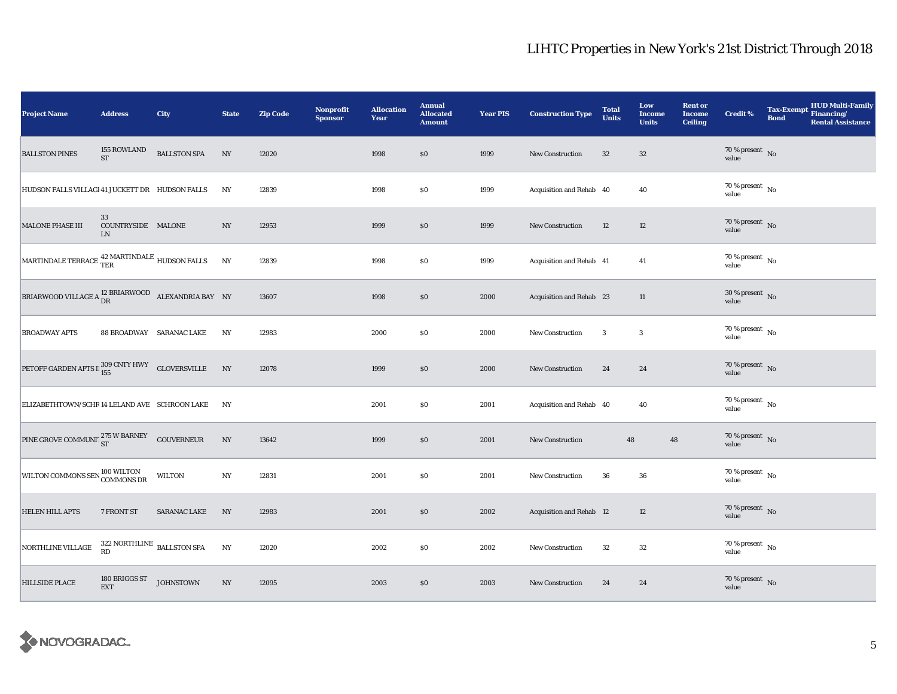# LIHTC Properties in New York's 21st District Through 2018

| Project Name | Address | City | State | Zip Code | Nonprofit Sponsor | Allocation Year | Annual Allocated Amount | Year PIS | Construction Type | Total Units | Low Income Units | Rent or Income Ceiling | Credit % | Tax-Exempt Bond | HUD Multi-Family Financing/ Rental Assistance |
|---|---|---|---|---|---|---|---|---|---|---|---|---|---|---|---|
| BALLSTON PINES | 155 ROWLAND ST | BALLSTON SPA | NY | 12020 | | 1998 | $0 | 1999 | New Construction | 32 | 32 | | 70 % present value | No | |
| HUDSON FALLS VILLAGI | 41 JUCKETT DR | HUDSON FALLS | NY | 12839 | | 1998 | $0 | 1999 | Acquisition and Rehab | 40 | 40 | | 70 % present value | No | |
| MALONE PHASE III | 33 COUNTRYSIDE LN | MALONE | NY | 12953 | | 1999 | $0 | 1999 | New Construction | 12 | 12 | | 70 % present value | No | |
| MARTINDALE TERRACE | 42 MARTINDALE TER | HUDSON FALLS | NY | 12839 | | 1998 | $0 | 1999 | Acquisition and Rehab | 41 | 41 | | 70 % present value | No | |
| BRIARWOOD VILLAGE A | 12 BRIARWOOD DR | ALEXANDRIA BAY | NY | 13607 | | 1998 | $0 | 2000 | Acquisition and Rehab | 23 | 11 | | 30 % present value | No | |
| BROADWAY APTS | 88 BROADWAY | SARANAC LAKE | NY | 12983 | | 2000 | $0 | 2000 | New Construction | 3 | 3 | | 70 % present value | No | |
| PETOFF GARDEN APTS II | 309 CNTY HWY 155 | GLOVERSVILLE | NY | 12078 | | 1999 | $0 | 2000 | New Construction | 24 | 24 | | 70 % present value | No | |
| ELIZABETHTOWN/SCHR | 14 LELAND AVE | SCHROON LAKE | NY | | | 2001 | $0 | 2001 | Acquisition and Rehab | 40 | 40 | | 70 % present value | No | |
| PINE GROVE COMMUNI | 275 W BARNEY ST | GOUVERNEUR | NY | 13642 | | 1999 | $0 | 2001 | New Construction | 48 | 48 | | 70 % present value | No | |
| WILTON COMMONS SEN | 100 WILTON COMMONS DR | WILTON | NY | 12831 | | 2001 | $0 | 2001 | New Construction | 36 | 36 | | 70 % present value | No | |
| HELEN HILL APTS | 7 FRONT ST | SARANAC LAKE | NY | 12983 | | 2001 | $0 | 2002 | Acquisition and Rehab | 12 | 12 | | 70 % present value | No | |
| NORTHLINE VILLAGE | 322 NORTHLINE RD | BALLSTON SPA | NY | 12020 | | 2002 | $0 | 2002 | New Construction | 32 | 32 | | 70 % present value | No | |
| HILLSIDE PLACE | 180 BRIGGS ST EXT | JOHNSTOWN | NY | 12095 | | 2003 | $0 | 2003 | New Construction | 24 | 24 | | 70 % present value | No | |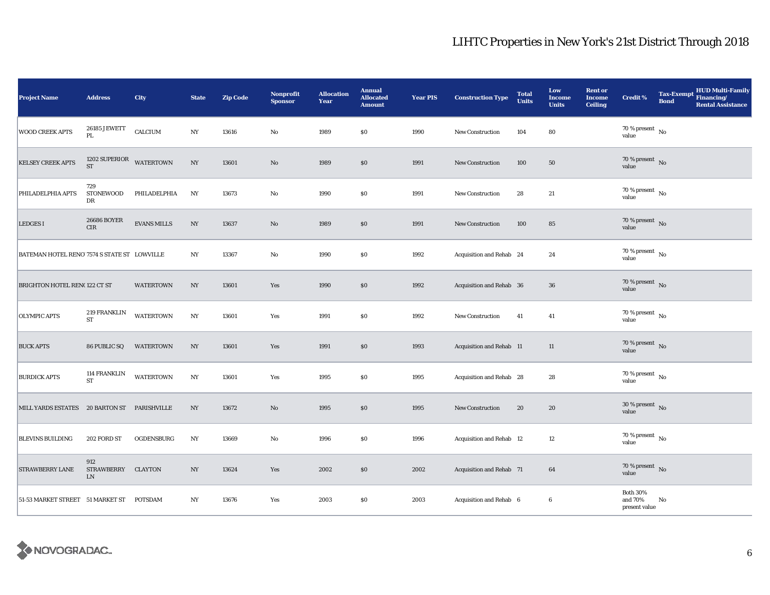# LIHTC Properties in New York's 21st District Through 2018

| Project Name | Address | City | State | Zip Code | Nonprofit Sponsor | Allocation Year | Annual Allocated Amount | Year PIS | Construction Type | Total Units | Low Income Units | Rent or Income Ceiling | Credit % | Tax-Exempt Bond | HUD Multi-Family Financing/ Rental Assistance |
|---|---|---|---|---|---|---|---|---|---|---|---|---|---|---|---|
| WOOD CREEK APTS | 26185 J EWETT PL | CALCIUM | NY | 13616 | No | 1989 | $0 | 1990 | New Construction | 104 | 80 | | 70 % present value | No | |
| KELSEY CREEK APTS | 1202 SUPERIOR ST | WATERTOWN | NY | 13601 | No | 1989 | $0 | 1991 | New Construction | 100 | 50 | | 70 % present value | No | |
| PHILADELPHIA APTS | 729 STONEWOOD DR | PHILADELPHIA | NY | 13673 | No | 1990 | $0 | 1991 | New Construction | 28 | 21 | | 70 % present value | No | |
| LEDGES I | 26686 BOYER CIR | EVANS MILLS | NY | 13637 | No | 1989 | $0 | 1991 | New Construction | 100 | 85 | | 70 % present value | No | |
| BATEMAN HOTEL RENO | 7574 S STATE ST | LOWVILLE | NY | 13367 | No | 1990 | $0 | 1992 | Acquisition and Rehab | 24 | 24 | | 70 % present value | No | |
| BRIGHTON HOTEL REN( | 122 CT ST | WATERTOWN | NY | 13601 | Yes | 1990 | $0 | 1992 | Acquisition and Rehab | 36 | 36 | | 70 % present value | No | |
| OLYMPIC APTS | 219 FRANKLIN ST | WATERTOWN | NY | 13601 | Yes | 1991 | $0 | 1992 | New Construction | 41 | 41 | | 70 % present value | No | |
| BUCK APTS | 86 PUBLIC SQ | WATERTOWN | NY | 13601 | Yes | 1991 | $0 | 1993 | Acquisition and Rehab | 11 | 11 | | 70 % present value | No | |
| BURDICK APTS | 114 FRANKLIN ST | WATERTOWN | NY | 13601 | Yes | 1995 | $0 | 1995 | Acquisition and Rehab | 28 | 28 | | 70 % present value | No | |
| MILL YARDS ESTATES | 20 BARTON ST | PARISHVILLE | NY | 13672 | No | 1995 | $0 | 1995 | New Construction | 20 | 20 | | 30 % present value | No | |
| BLEVINS BUILDING | 202 FORD ST | OGDENSBURG | NY | 13669 | No | 1996 | $0 | 1996 | Acquisition and Rehab | 12 | 12 | | 70 % present value | No | |
| STRAWBERRY LANE | 912 STRAWBERRY LN | CLAYTON | NY | 13624 | Yes | 2002 | $0 | 2002 | Acquisition and Rehab | 71 | 64 | | 70 % present value | No | |
| 51-53 MARKET STREET | 51 MARKET ST | POTSDAM | NY | 13676 | Yes | 2003 | $0 | 2003 | Acquisition and Rehab | 6 | 6 | | Both 30% and 70% present value | No | |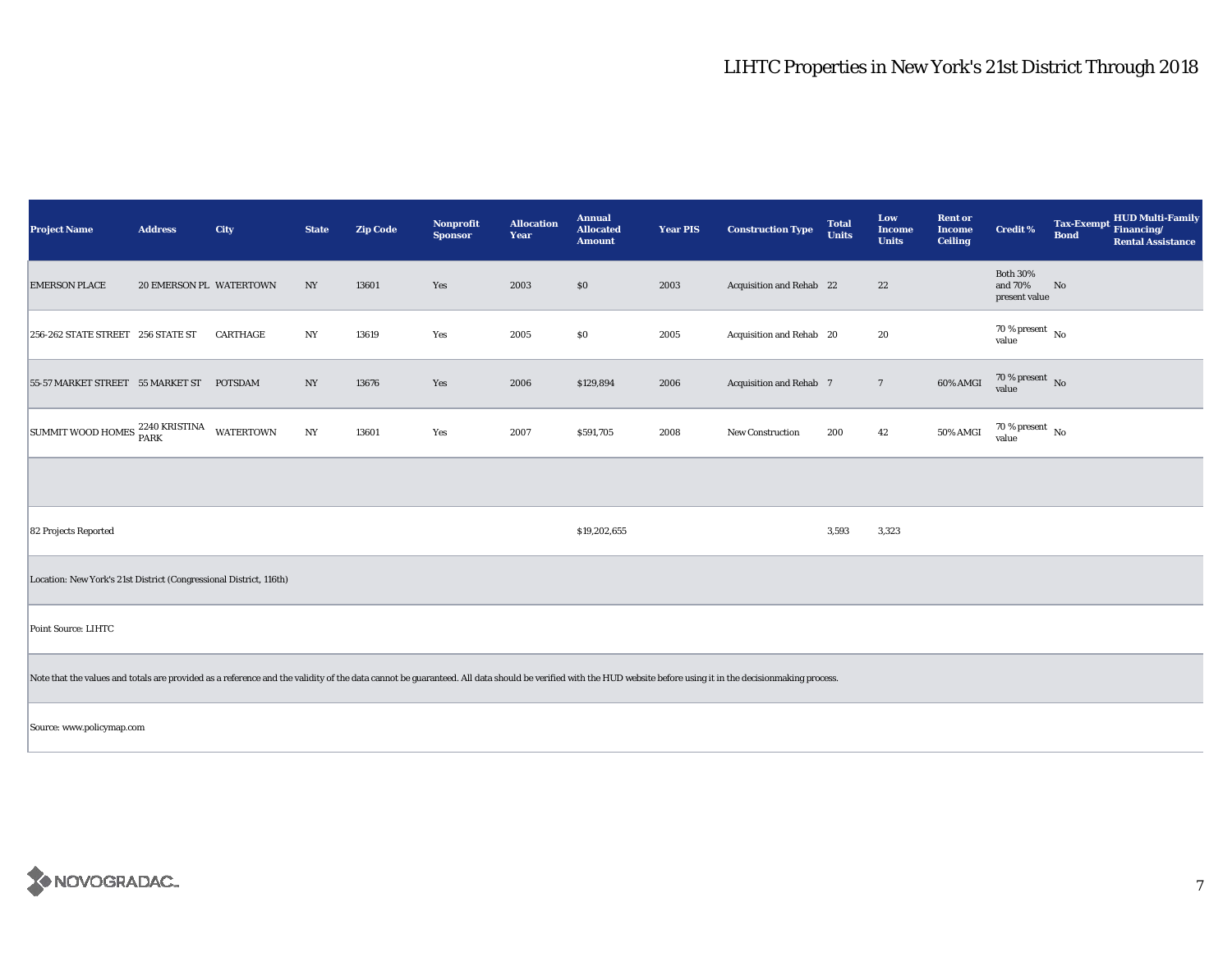| Project Name | Address | City | State | Zip Code | Nonprofit Sponsor | Allocation Year | Annual Allocated Amount | Year PIS | Construction Type | Total Units | Low Income Units | Rent or Income Ceiling | Credit % | Tax-Exempt Bond | HUD Multi-Family Financing/ Rental Assistance |
|---|---|---|---|---|---|---|---|---|---|---|---|---|---|---|---|
| EMERSON PLACE | 20 EMERSON PL | WATERTOWN | NY | 13601 | Yes | 2003 | $0 | 2003 | Acquisition and Rehab | 22 | 22 | | Both 30% and 70% present value | No | |
| 256-262 STATE STREET | 256 STATE ST | CARTHAGE | NY | 13619 | Yes | 2005 | $0 | 2005 | Acquisition and Rehab | 20 | 20 | | 70 % present value | No | |
| 55-57 MARKET STREET | 55 MARKET ST | POTSDAM | NY | 13676 | Yes | 2006 | $129,894 | 2006 | Acquisition and Rehab | 7 | 7 | 60% AMGI | 70 % present value | No | |
| SUMMIT WOOD HOMES | 2240 KRISTINA PARK | WATERTOWN | NY | 13601 | Yes | 2007 | $591,705 | 2008 | New Construction | 200 | 42 | 50% AMGI | 70 % present value | No | |
| | | | | | | | | | | | | | | | |
| 82 Projects Reported | | | | | | | $19,202,655 | | | 3,593 | 3,323 | | | | |

Location: New York's 21st District (Congressional District, 116th)

Point Source: LIHTC

Note that the values and totals are provided as a reference and the validity of the data cannot be guaranteed. All data should be verified with the HUD website before using it in the decisionmaking process.

Source: www.policymap.com